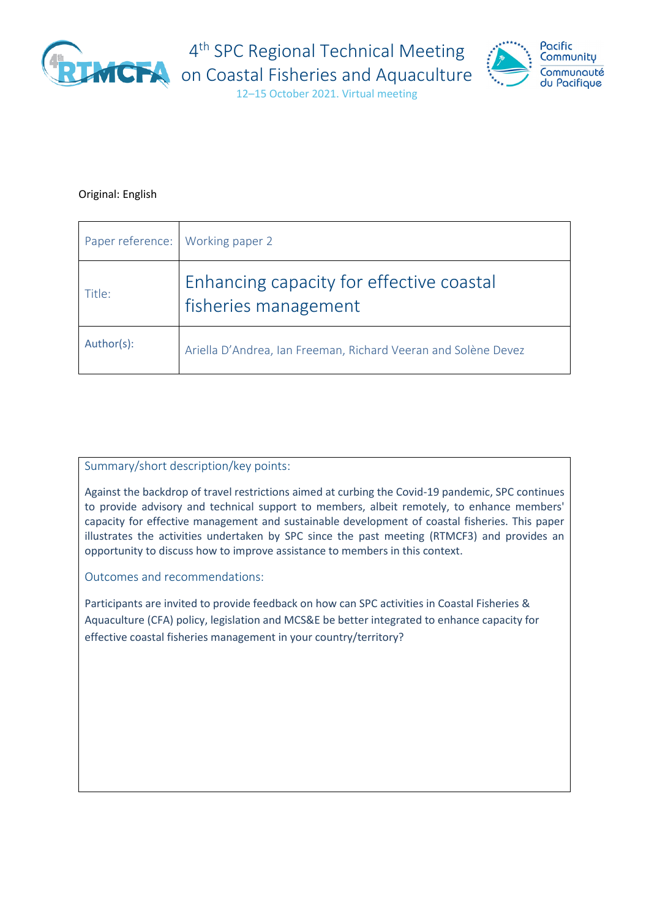# 4th SPC Regional Technical Meeting on Coastal Fisheries and Aquaculture

12–15 October 2021. Virtual meeting

Original: English

| Paper reference: | Working paper 2 |
|---|---|
| Title: | Enhancing capacity for effective coastal fisheries management |
| Author(s): | Ariella D'Andrea, Ian Freeman, Richard Veeran and Solène Devez |

## Summary/short description/key points:

Against the backdrop of travel restrictions aimed at curbing the Covid-19 pandemic, SPC continues to provide advisory and technical support to members, albeit remotely, to enhance members' capacity for effective management and sustainable development of coastal fisheries. This paper illustrates the activities undertaken by SPC since the past meeting (RTMCF3) and provides an opportunity to discuss how to improve assistance to members in this context.

## Outcomes and recommendations:

Participants are invited to provide feedback on how can SPC activities in Coastal Fisheries & Aquaculture (CFA) policy, legislation and MCS&E be better integrated to enhance capacity for effective coastal fisheries management in your country/territory?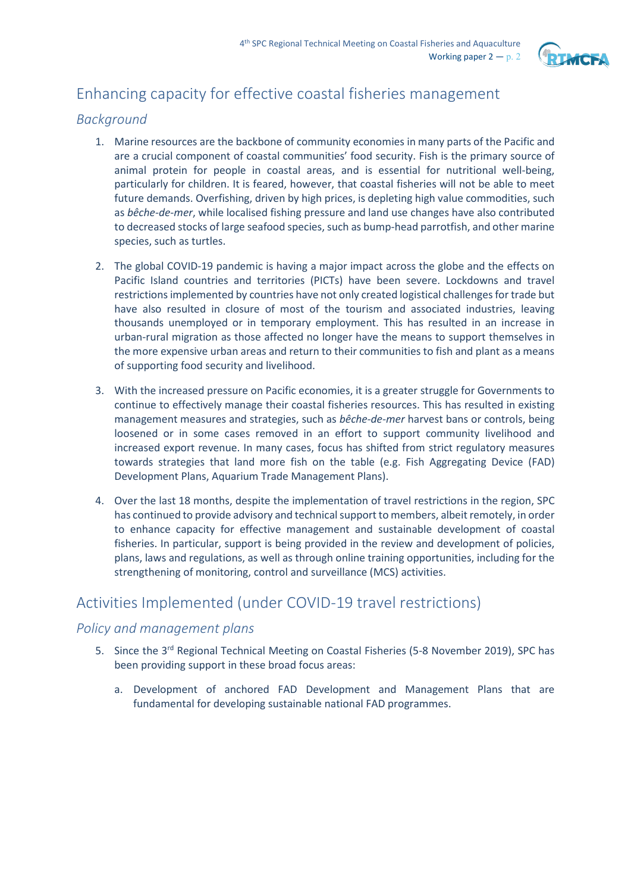# Enhancing capacity for effective coastal fisheries management

## *Background*

1. Marine resources are the backbone of community economies in many parts of the Pacific and are a crucial component of coastal communities' food security. Fish is the primary source of animal protein for people in coastal areas, and is essential for nutritional well-being, particularly for children. It is feared, however, that coastal fisheries will not be able to meet future demands. Overfishing, driven by high prices, is depleting high value commodities, such as *bêche-de-mer*, while localised fishing pressure and land use changes have also contributed to decreased stocks of large seafood species, such as bump-head parrotfish, and other marine species, such as turtles.

2. The global COVID-19 pandemic is having a major impact across the globe and the effects on Pacific Island countries and territories (PICTs) have been severe. Lockdowns and travel restrictions implemented by countries have not only created logistical challenges for trade but have also resulted in closure of most of the tourism and associated industries, leaving thousands unemployed or in temporary employment. This has resulted in an increase in urban-rural migration as those affected no longer have the means to support themselves in the more expensive urban areas and return to their communities to fish and plant as a means of supporting food security and livelihood.

3. With the increased pressure on Pacific economies, it is a greater struggle for Governments to continue to effectively manage their coastal fisheries resources. This has resulted in existing management measures and strategies, such as *bêche-de-mer* harvest bans or controls, being loosened or in some cases removed in an effort to support community livelihood and increased export revenue. In many cases, focus has shifted from strict regulatory measures towards strategies that land more fish on the table (e.g. Fish Aggregating Device (FAD) Development Plans, Aquarium Trade Management Plans).

4. Over the last 18 months, despite the implementation of travel restrictions in the region, SPC has continued to provide advisory and technical support to members, albeit remotely, in order to enhance capacity for effective management and sustainable development of coastal fisheries. In particular, support is being provided in the review and development of policies, plans, laws and regulations, as well as through online training opportunities, including for the strengthening of monitoring, control and surveillance (MCS) activities.

# Activities Implemented (under COVID-19 travel restrictions)

## *Policy and management plans*

5. Since the 3rd Regional Technical Meeting on Coastal Fisheries (5-8 November 2019), SPC has been providing support in these broad focus areas:

   a. Development of anchored FAD Development and Management Plans that are fundamental for developing sustainable national FAD programmes.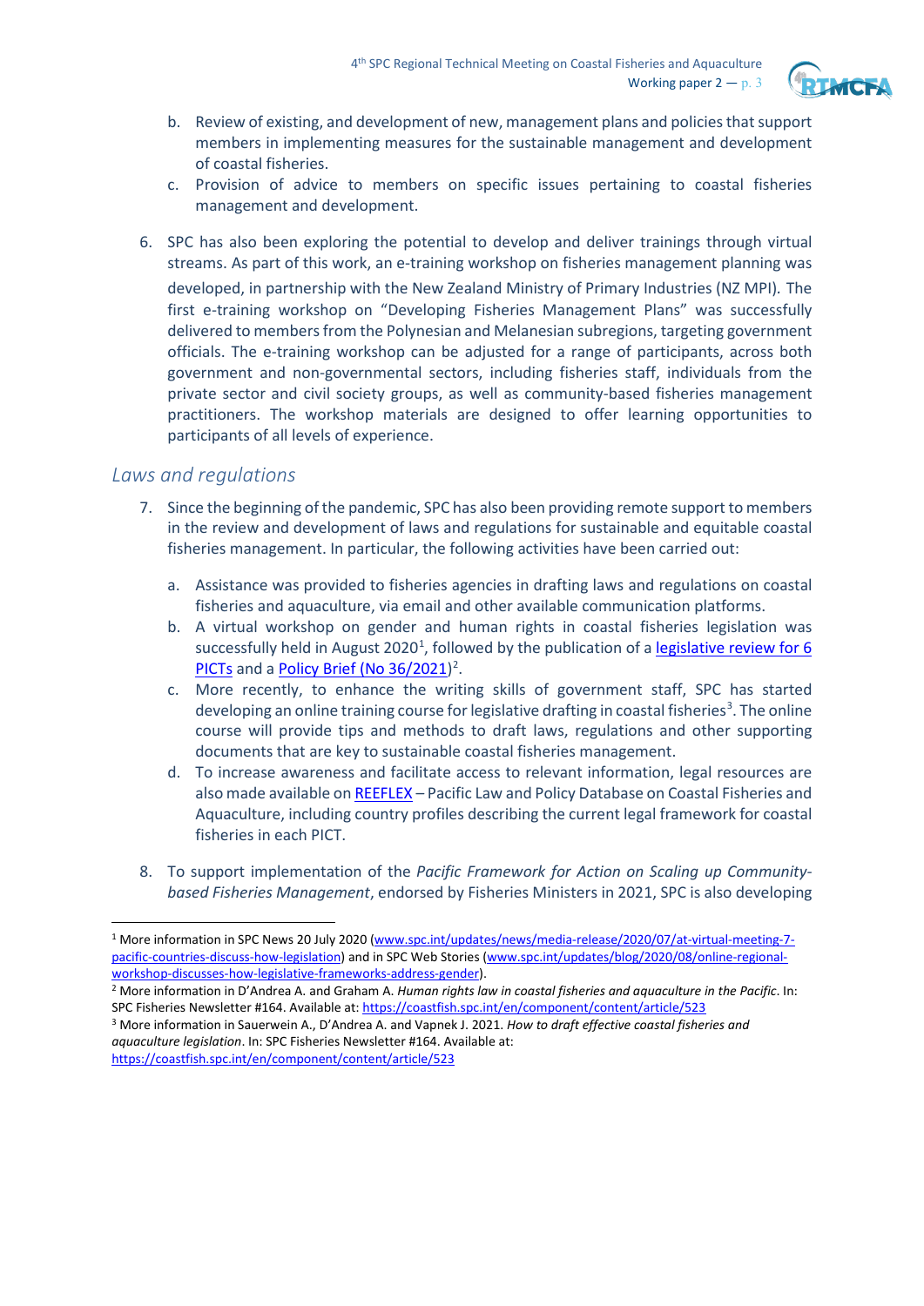b. Review of existing, and development of new, management plans and policies that support members in implementing measures for the sustainable management and development of coastal fisheries.
c. Provision of advice to members on specific issues pertaining to coastal fisheries management and development.

6. SPC has also been exploring the potential to develop and deliver trainings through virtual streams. As part of this work, an e-training workshop on fisheries management planning was developed, in partnership with the New Zealand Ministry of Primary Industries (NZ MPI). The first e-training workshop on "Developing Fisheries Management Plans" was successfully delivered to members from the Polynesian and Melanesian subregions, targeting government officials. The e-training workshop can be adjusted for a range of participants, across both government and non-governmental sectors, including fisheries staff, individuals from the private sector and civil society groups, as well as community-based fisheries management practitioners. The workshop materials are designed to offer learning opportunities to participants of all levels of experience.

## *Laws and regulations*

7. Since the beginning of the pandemic, SPC has also been providing remote support to members in the review and development of laws and regulations for sustainable and equitable coastal fisheries management. In particular, the following activities have been carried out:

   a. Assistance was provided to fisheries agencies in drafting laws and regulations on coastal fisheries and aquaculture, via email and other available communication platforms.
   b. A virtual workshop on gender and human rights in coastal fisheries legislation was successfully held in August 2020[1], followed by the publication of a legislative review for 6 PICTs and a Policy Brief (No 36/2021)[2].
   c. More recently, to enhance the writing skills of government staff, SPC has started developing an online training course for legislative drafting in coastal fisheries[3]. The online course will provide tips and methods to draft laws, regulations and other supporting documents that are key to sustainable coastal fisheries management.
   d. To increase awareness and facilitate access to relevant information, legal resources are also made available on REEFLEX – Pacific Law and Policy Database on Coastal Fisheries and Aquaculture, including country profiles describing the current legal framework for coastal fisheries in each PICT.

8. To support implementation of the *Pacific Framework for Action on Scaling up Community-based Fisheries Management*, endorsed by Fisheries Ministers in 2021, SPC is also developing

---

[1] More information in SPC News 20 July 2020 (www.spc.int/updates/news/media-release/2020/07/at-virtual-meeting-7-pacific-countries-discuss-how-legislation) and in SPC Web Stories (www.spc.int/updates/blog/2020/08/online-regional-workshop-discusses-how-legislative-frameworks-address-gender).

[2] More information in D'Andrea A. and Graham A. *Human rights law in coastal fisheries and aquaculture in the Pacific*. In: SPC Fisheries Newsletter #164. Available at: https://coastfish.spc.int/en/component/content/article/523

[3] More information in Sauerwein A., D'Andrea A. and Vapnek J. 2021. *How to draft effective coastal fisheries and aquaculture legislation*. In: SPC Fisheries Newsletter #164. Available at: https://coastfish.spc.int/en/component/content/article/523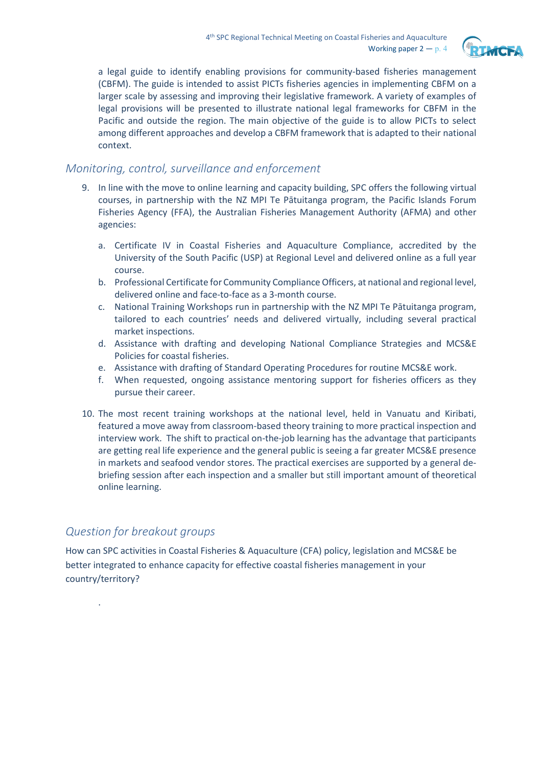a legal guide to identify enabling provisions for community-based fisheries management (CBFM). The guide is intended to assist PICTs fisheries agencies in implementing CBFM on a larger scale by assessing and improving their legislative framework. A variety of examples of legal provisions will be presented to illustrate national legal frameworks for CBFM in the Pacific and outside the region. The main objective of the guide is to allow PICTs to select among different approaches and develop a CBFM framework that is adapted to their national context.

## *Monitoring, control, surveillance and enforcement*

9. In line with the move to online learning and capacity building, SPC offers the following virtual courses, in partnership with the NZ MPI Te Pātuitanga program, the Pacific Islands Forum Fisheries Agency (FFA), the Australian Fisheries Management Authority (AFMA) and other agencies:

    a. Certificate IV in Coastal Fisheries and Aquaculture Compliance, accredited by the University of the South Pacific (USP) at Regional Level and delivered online as a full year course.
    b. Professional Certificate for Community Compliance Officers, at national and regional level, delivered online and face-to-face as a 3-month course.
    c. National Training Workshops run in partnership with the NZ MPI Te Pātuitanga program, tailored to each countries' needs and delivered virtually, including several practical market inspections.
    d. Assistance with drafting and developing National Compliance Strategies and MCS&E Policies for coastal fisheries.
    e. Assistance with drafting of Standard Operating Procedures for routine MCS&E work.
    f. When requested, ongoing assistance mentoring support for fisheries officers as they pursue their career.

10. The most recent training workshops at the national level, held in Vanuatu and Kiribati, featured a move away from classroom-based theory training to more practical inspection and interview work. The shift to practical on-the-job learning has the advantage that participants are getting real life experience and the general public is seeing a far greater MCS&E presence in markets and seafood vendor stores. The practical exercises are supported by a general de-briefing session after each inspection and a smaller but still important amount of theoretical online learning.

## *Question for breakout groups*

How can SPC activities in Coastal Fisheries & Aquaculture (CFA) policy, legislation and MCS&E be better integrated to enhance capacity for effective coastal fisheries management in your country/territory?